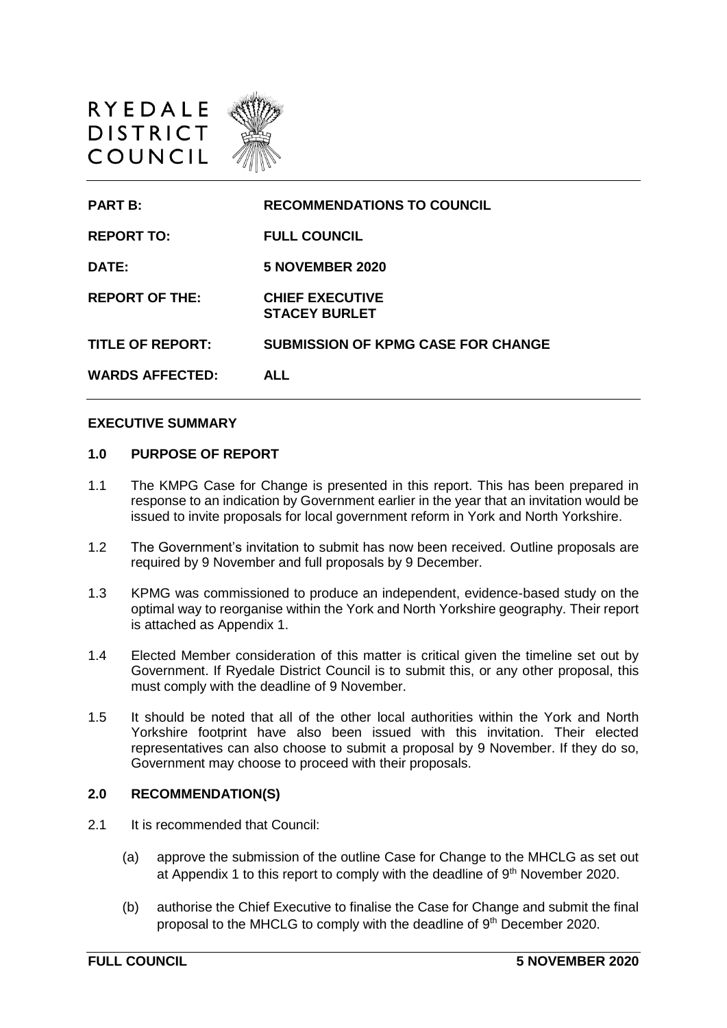# RYEDALE DISTRICT COUNCIL

| | |
|---|---|
| **PART B:** | **RECOMMENDATIONS TO COUNCIL** |
| **REPORT TO:** | **FULL COUNCIL** |
| **DATE:** | **5 NOVEMBER 2020** |
| **REPORT OF THE:** | **CHIEF EXECUTIVE STACEY BURLET** |
| **TITLE OF REPORT:** | **SUBMISSION OF KPMG CASE FOR CHANGE** |
| **WARDS AFFECTED:** | **ALL** |

## EXECUTIVE SUMMARY

### 1.0 PURPOSE OF REPORT

1.1 The KMPG Case for Change is presented in this report. This has been prepared in response to an indication by Government earlier in the year that an invitation would be issued to invite proposals for local government reform in York and North Yorkshire.

1.2 The Government's invitation to submit has now been received. Outline proposals are required by 9 November and full proposals by 9 December.

1.3 KPMG was commissioned to produce an independent, evidence-based study on the optimal way to reorganise within the York and North Yorkshire geography. Their report is attached as Appendix 1.

1.4 Elected Member consideration of this matter is critical given the timeline set out by Government. If Ryedale District Council is to submit this, or any other proposal, this must comply with the deadline of 9 November.

1.5 It should be noted that all of the other local authorities within the York and North Yorkshire footprint have also been issued with this invitation. Their elected representatives can also choose to submit a proposal by 9 November. If they do so, Government may choose to proceed with their proposals.

### 2.0 RECOMMENDATION(S)

2.1 It is recommended that Council:

(a) approve the submission of the outline Case for Change to the MHCLG as set out at Appendix 1 to this report to comply with the deadline of 9th November 2020.

(b) authorise the Chief Executive to finalise the Case for Change and submit the final proposal to the MHCLG to comply with the deadline of 9th December 2020.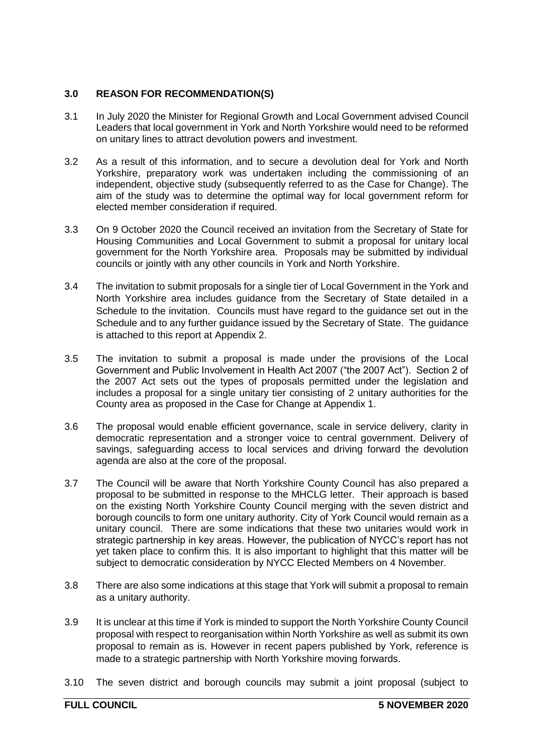### 3.0 REASON FOR RECOMMENDATION(S)

3.1 In July 2020 the Minister for Regional Growth and Local Government advised Council Leaders that local government in York and North Yorkshire would need to be reformed on unitary lines to attract devolution powers and investment.

3.2 As a result of this information, and to secure a devolution deal for York and North Yorkshire, preparatory work was undertaken including the commissioning of an independent, objective study (subsequently referred to as the Case for Change). The aim of the study was to determine the optimal way for local government reform for elected member consideration if required.

3.3 On 9 October 2020 the Council received an invitation from the Secretary of State for Housing Communities and Local Government to submit a proposal for unitary local government for the North Yorkshire area. Proposals may be submitted by individual councils or jointly with any other councils in York and North Yorkshire.

3.4 The invitation to submit proposals for a single tier of Local Government in the York and North Yorkshire area includes guidance from the Secretary of State detailed in a Schedule to the invitation. Councils must have regard to the guidance set out in the Schedule and to any further guidance issued by the Secretary of State. The guidance is attached to this report at Appendix 2.

3.5 The invitation to submit a proposal is made under the provisions of the Local Government and Public Involvement in Health Act 2007 ("the 2007 Act"). Section 2 of the 2007 Act sets out the types of proposals permitted under the legislation and includes a proposal for a single unitary tier consisting of 2 unitary authorities for the County area as proposed in the Case for Change at Appendix 1.

3.6 The proposal would enable efficient governance, scale in service delivery, clarity in democratic representation and a stronger voice to central government. Delivery of savings, safeguarding access to local services and driving forward the devolution agenda are also at the core of the proposal.

3.7 The Council will be aware that North Yorkshire County Council has also prepared a proposal to be submitted in response to the MHCLG letter. Their approach is based on the existing North Yorkshire County Council merging with the seven district and borough councils to form one unitary authority. City of York Council would remain as a unitary council. There are some indications that these two unitaries would work in strategic partnership in key areas. However, the publication of NYCC's report has not yet taken place to confirm this. It is also important to highlight that this matter will be subject to democratic consideration by NYCC Elected Members on 4 November.

3.8 There are also some indications at this stage that York will submit a proposal to remain as a unitary authority.

3.9 It is unclear at this time if York is minded to support the North Yorkshire County Council proposal with respect to reorganisation within North Yorkshire as well as submit its own proposal to remain as is. However in recent papers published by York, reference is made to a strategic partnership with North Yorkshire moving forwards.

3.10 The seven district and borough councils may submit a joint proposal (subject to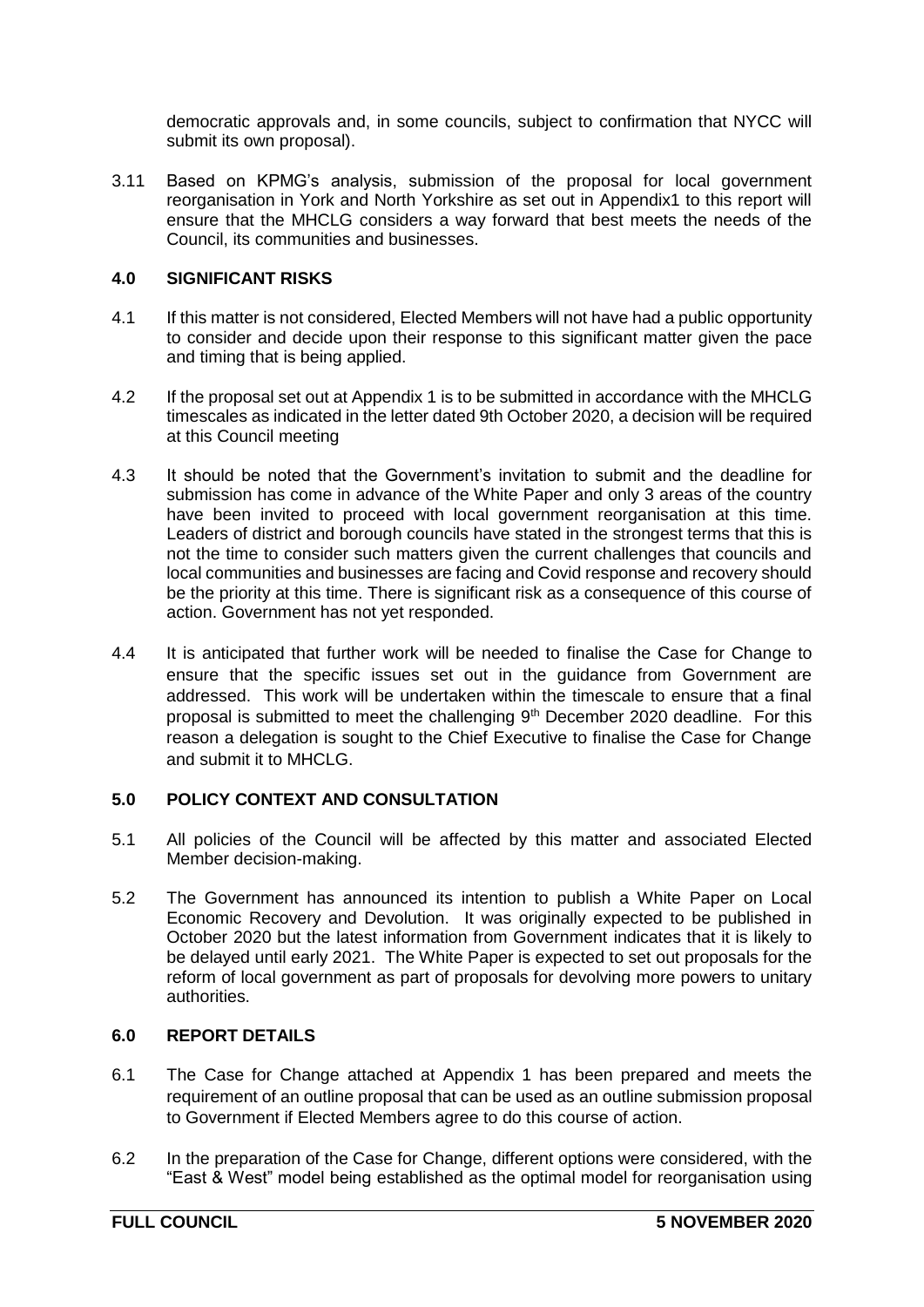democratic approvals and, in some councils, subject to confirmation that NYCC will submit its own proposal).

3.11 Based on KPMG's analysis, submission of the proposal for local government reorganisation in York and North Yorkshire as set out in Appendix1 to this report will ensure that the MHCLG considers a way forward that best meets the needs of the Council, its communities and businesses.

## 4.0 SIGNIFICANT RISKS

4.1 If this matter is not considered, Elected Members will not have had a public opportunity to consider and decide upon their response to this significant matter given the pace and timing that is being applied.

4.2 If the proposal set out at Appendix 1 is to be submitted in accordance with the MHCLG timescales as indicated in the letter dated 9th October 2020, a decision will be required at this Council meeting

4.3 It should be noted that the Government's invitation to submit and the deadline for submission has come in advance of the White Paper and only 3 areas of the country have been invited to proceed with local government reorganisation at this time. Leaders of district and borough councils have stated in the strongest terms that this is not the time to consider such matters given the current challenges that councils and local communities and businesses are facing and Covid response and recovery should be the priority at this time. There is significant risk as a consequence of this course of action. Government has not yet responded.

4.4 It is anticipated that further work will be needed to finalise the Case for Change to ensure that the specific issues set out in the guidance from Government are addressed. This work will be undertaken within the timescale to ensure that a final proposal is submitted to meet the challenging 9th December 2020 deadline. For this reason a delegation is sought to the Chief Executive to finalise the Case for Change and submit it to MHCLG.

## 5.0 POLICY CONTEXT AND CONSULTATION

5.1 All policies of the Council will be affected by this matter and associated Elected Member decision-making.

5.2 The Government has announced its intention to publish a White Paper on Local Economic Recovery and Devolution. It was originally expected to be published in October 2020 but the latest information from Government indicates that it is likely to be delayed until early 2021. The White Paper is expected to set out proposals for the reform of local government as part of proposals for devolving more powers to unitary authorities.

## 6.0 REPORT DETAILS

6.1 The Case for Change attached at Appendix 1 has been prepared and meets the requirement of an outline proposal that can be used as an outline submission proposal to Government if Elected Members agree to do this course of action.

6.2 In the preparation of the Case for Change, different options were considered, with the "East & West" model being established as the optimal model for reorganisation using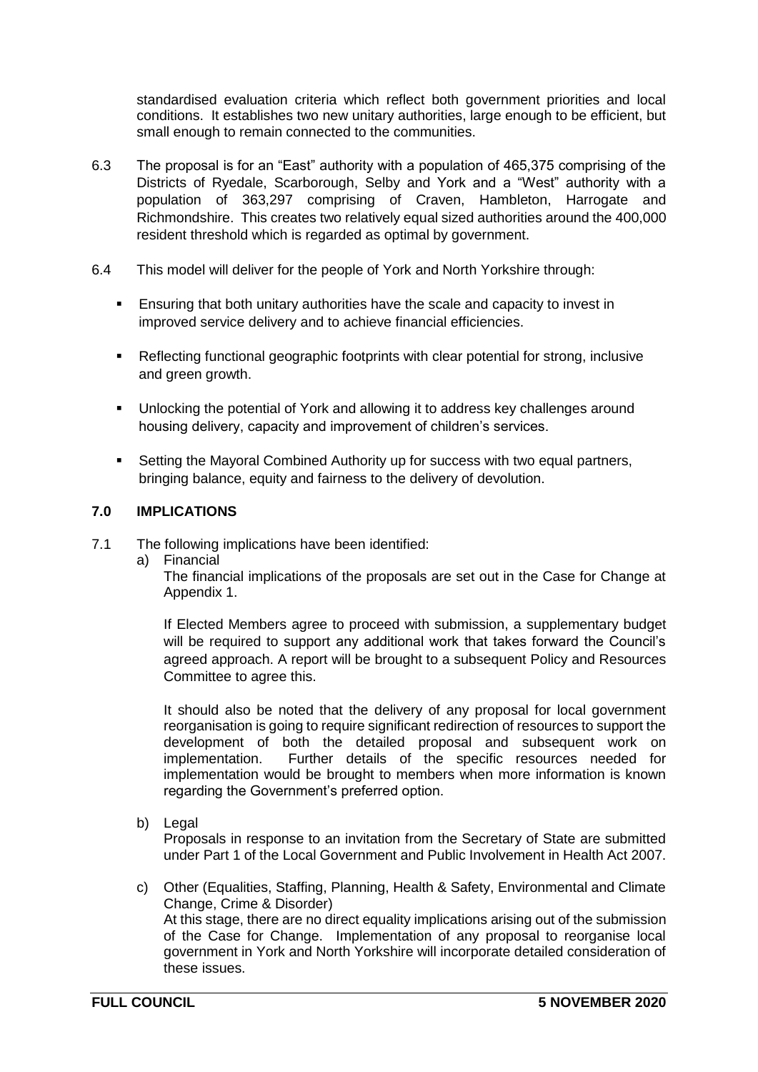standardised evaluation criteria which reflect both government priorities and local conditions. It establishes two new unitary authorities, large enough to be efficient, but small enough to remain connected to the communities.

6.3 The proposal is for an "East" authority with a population of 465,375 comprising of the Districts of Ryedale, Scarborough, Selby and York and a "West" authority with a population of 363,297 comprising of Craven, Hambleton, Harrogate and Richmondshire. This creates two relatively equal sized authorities around the 400,000 resident threshold which is regarded as optimal by government.

6.4 This model will deliver for the people of York and North Yorkshire through:

- Ensuring that both unitary authorities have the scale and capacity to invest in improved service delivery and to achieve financial efficiencies.
- Reflecting functional geographic footprints with clear potential for strong, inclusive and green growth.
- Unlocking the potential of York and allowing it to address key challenges around housing delivery, capacity and improvement of children's services.
- Setting the Mayoral Combined Authority up for success with two equal partners, bringing balance, equity and fairness to the delivery of devolution.

## 7.0 IMPLICATIONS

7.1 The following implications have been identified:

a) Financial
The financial implications of the proposals are set out in the Case for Change at Appendix 1.

If Elected Members agree to proceed with submission, a supplementary budget will be required to support any additional work that takes forward the Council's agreed approach. A report will be brought to a subsequent Policy and Resources Committee to agree this.

It should also be noted that the delivery of any proposal for local government reorganisation is going to require significant redirection of resources to support the development of both the detailed proposal and subsequent work on implementation. Further details of the specific resources needed for implementation would be brought to members when more information is known regarding the Government's preferred option.

b) Legal
Proposals in response to an invitation from the Secretary of State are submitted under Part 1 of the Local Government and Public Involvement in Health Act 2007.

c) Other (Equalities, Staffing, Planning, Health & Safety, Environmental and Climate Change, Crime & Disorder)
At this stage, there are no direct equality implications arising out of the submission of the Case for Change. Implementation of any proposal to reorganise local government in York and North Yorkshire will incorporate detailed consideration of these issues.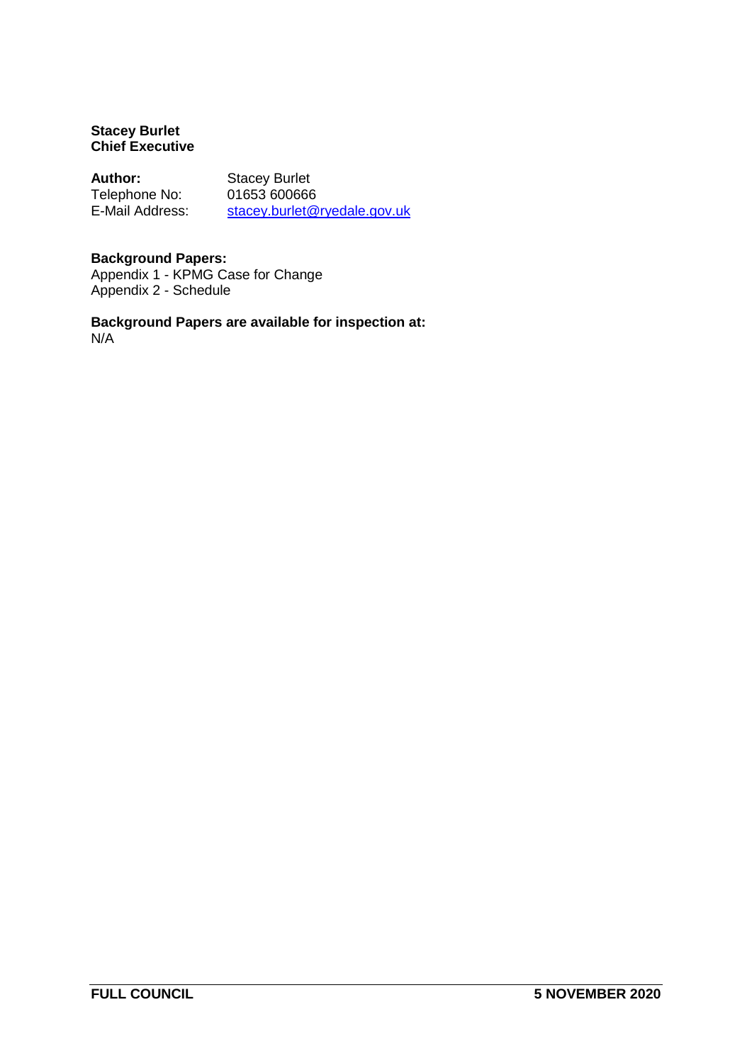**Stacey Burlet**
**Chief Executive**

| | |
|---|---|
| **Author:** | Stacey Burlet |
| Telephone No: | 01653 600666 |
| E-Mail Address: | stacey.burlet@ryedale.gov.uk |

**Background Papers:**
Appendix 1 - KPMG Case for Change
Appendix 2 - Schedule

**Background Papers are available for inspection at:**
N/A